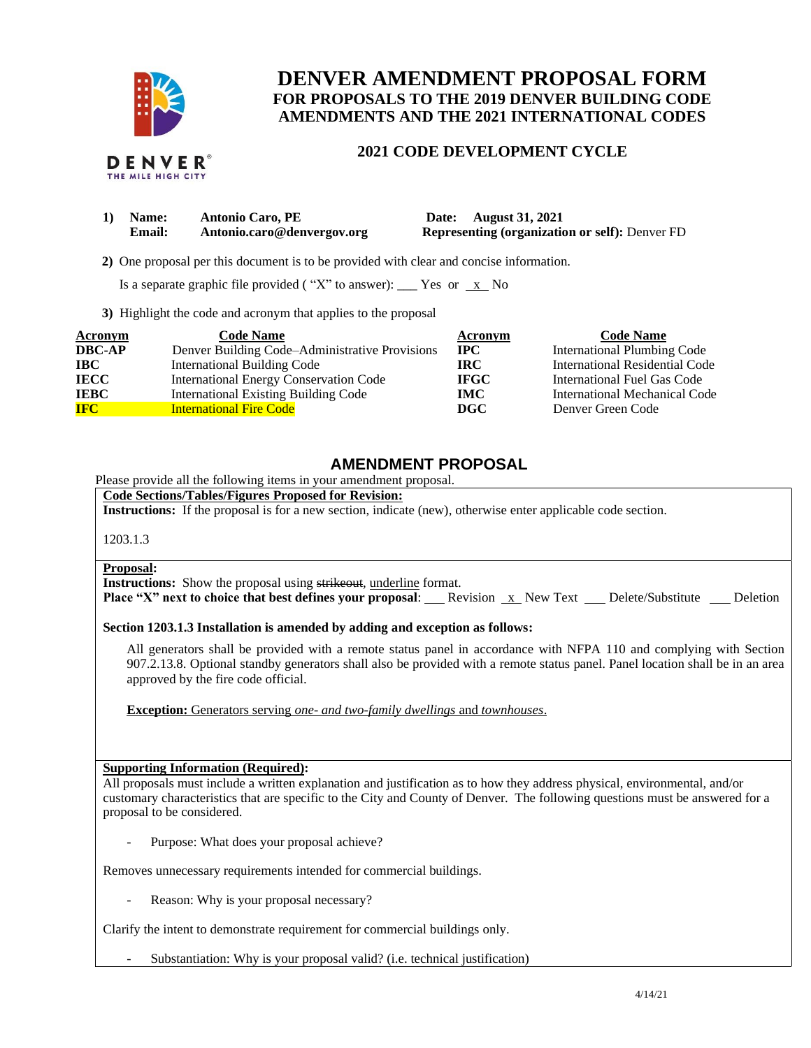# DENVER AMENDMENT PROPOSAL FORM

## FOR PROPOSALS TO THE 2019 DENVER BUILDING CODE AMENDMENTS AND THE 2021 INTERNATIONAL CODES

### 2021 CODE DEVELOPMENT CYCLE

**1) Name:** **Antonio Caro, PE** **Date:** **August 31, 2021**
**Email:** **Antonio.caro@denvergov.org** **Representing (organization or self):** Denver FD

**2)** One proposal per this document is to be provided with clear and concise information.

Is a separate graphic file provided ( "X" to answer): ___ Yes or _x_ No

**3)** Highlight the code and acronym that applies to the proposal

| Acronym | Code Name | Acronym | Code Name |
|---|---|---|---|
| **DBC-AP** | Denver Building Code–Administrative Provisions | **IPC** | International Plumbing Code |
| **IBC** | International Building Code | **IRC** | International Residential Code |
| **IECC** | International Energy Conservation Code | **IFGC** | International Fuel Gas Code |
| **IEBC** | International Existing Building Code | **IMC** | International Mechanical Code |
| **IFC** | International Fire Code | **DGC** | Denver Green Code |

## AMENDMENT PROPOSAL

Please provide all the following items in your amendment proposal.

**Code Sections/Tables/Figures Proposed for Revision:**
**Instructions:** If the proposal is for a new section, indicate (new), otherwise enter applicable code section.

1203.1.3

**Proposal:**
**Instructions:** Show the proposal using ~~strikeout~~, underline format.
**Place "X" next to choice that best defines your proposal**: ___ Revision _x_ New Text ___ Delete/Substitute ___ Deletion

**Section 1203.1.3 Installation is amended by adding and exception as follows:**

All generators shall be provided with a remote status panel in accordance with NFPA 110 and complying with Section 907.2.13.8. Optional standby generators shall also be provided with a remote status panel. Panel location shall be in an area approved by the fire code official.

<u>**Exception:** Generators serving *one- and two-family dwellings* and *townhouses*.</u>

**Supporting Information (Required):**
All proposals must include a written explanation and justification as to how they address physical, environmental, and/or customary characteristics that are specific to the City and County of Denver. The following questions must be answered for a proposal to be considered.

- Purpose: What does your proposal achieve?

Removes unnecessary requirements intended for commercial buildings.

- Reason: Why is your proposal necessary?

Clarify the intent to demonstrate requirement for commercial buildings only.

- Substantiation: Why is your proposal valid? (i.e. technical justification)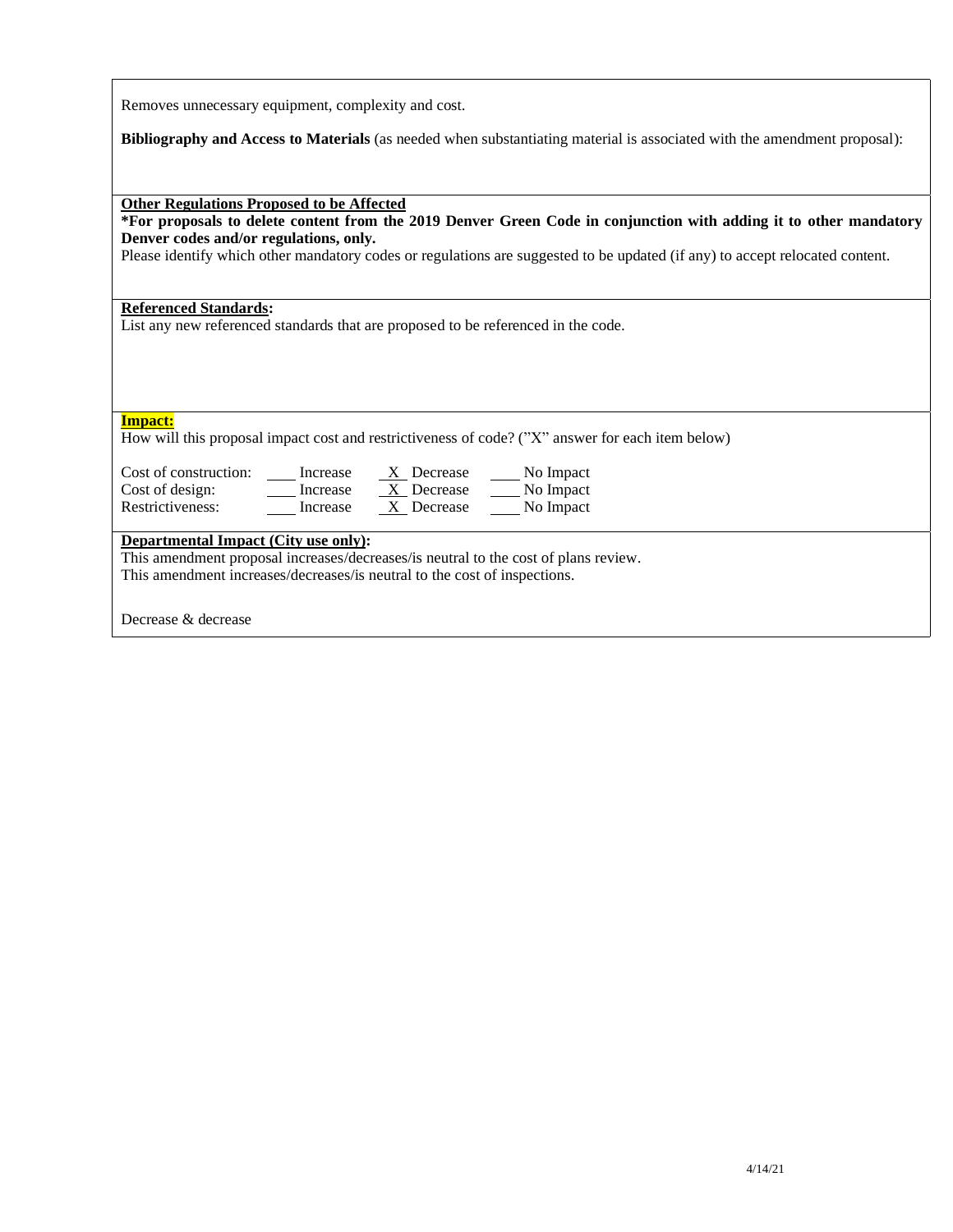Removes unnecessary equipment, complexity and cost.

**Bibliography and Access to Materials** (as needed when substantiating material is associated with the amendment proposal):

**Other Regulations Proposed to be Affected**

***For proposals to delete content from the 2019 Denver Green Code in conjunction with adding it to other mandatory Denver codes and/or regulations, only.**

Please identify which other mandatory codes or regulations are suggested to be updated (if any) to accept relocated content.

**Referenced Standards:**

List any new referenced standards that are proposed to be referenced in the code.

**Impact:**

How will this proposal impact cost and restrictiveness of code? (”X” answer for each item below)

| | | | |
|---|---|---|---|
| Cost of construction: | ___ Increase | X Decrease | ___ No Impact |
| Cost of design: | ___ Increase | X Decrease | ___ No Impact |
| Restrictiveness: | ___ Increase | X Decrease | ___ No Impact |

**Departmental Impact (City use only):**

This amendment proposal increases/decreases/is neutral to the cost of plans review.
This amendment increases/decreases/is neutral to the cost of inspections.

Decrease & decrease